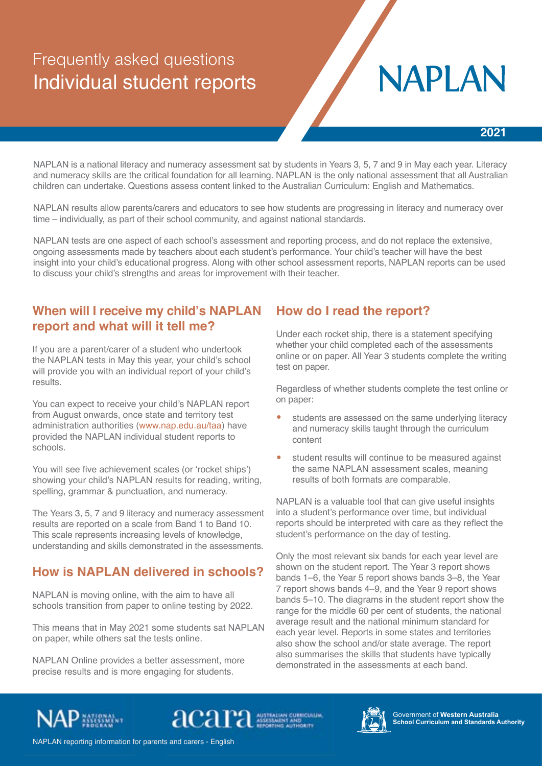# Frequently asked questions
# Individual student reports

NAPLAN

2021

NAPLAN is a national literacy and numeracy assessment sat by students in Years 3, 5, 7 and 9 in May each year. Literacy and numeracy skills are the critical foundation for all learning. NAPLAN is the only national assessment that all Australian children can undertake. Questions assess content linked to the Australian Curriculum: English and Mathematics.

NAPLAN results allow parents/carers and educators to see how students are progressing in literacy and numeracy over time – individually, as part of their school community, and against national standards.

NAPLAN tests are one aspect of each school's assessment and reporting process, and do not replace the extensive, ongoing assessments made by teachers about each student's performance. Your child's teacher will have the best insight into your child's educational progress. Along with other school assessment reports, NAPLAN reports can be used to discuss your child's strengths and areas for improvement with their teacher.

## When will I receive my child's NAPLAN report and what will it tell me?

If you are a parent/carer of a student who undertook the NAPLAN tests in May this year, your child's school will provide you with an individual report of your child's results.

You can expect to receive your child's NAPLAN report from August onwards, once state and territory test administration authorities (www.nap.edu.au/taa) have provided the NAPLAN individual student reports to schools.

You will see five achievement scales (or 'rocket ships') showing your child's NAPLAN results for reading, writing, spelling, grammar & punctuation, and numeracy.

The Years 3, 5, 7 and 9 literacy and numeracy assessment results are reported on a scale from Band 1 to Band 10. This scale represents increasing levels of knowledge, understanding and skills demonstrated in the assessments.

## How is NAPLAN delivered in schools?

NAPLAN is moving online, with the aim to have all schools transition from paper to online testing by 2022.

This means that in May 2021 some students sat NAPLAN on paper, while others sat the tests online.

NAPLAN Online provides a better assessment, more precise results and is more engaging for students.

## How do I read the report?

Under each rocket ship, there is a statement specifying whether your child completed each of the assessments online or on paper. All Year 3 students complete the writing test on paper.

Regardless of whether students complete the test online or on paper:

- students are assessed on the same underlying literacy and numeracy skills taught through the curriculum content
- student results will continue to be measured against the same NAPLAN assessment scales, meaning results of both formats are comparable.

NAPLAN is a valuable tool that can give useful insights into a student's performance over time, but individual reports should be interpreted with care as they reflect the student's performance on the day of testing.

Only the most relevant six bands for each year level are shown on the student report. The Year 3 report shows bands 1–6, the Year 5 report shows bands 3–8, the Year 7 report shows bands 4–9, and the Year 9 report shows bands 5–10. The diagrams in the student report show the range for the middle 60 per cent of students, the national average result and the national minimum standard for each year level. Reports in some states and territories also show the school and/or state average. The report also summarises the skills that students have typically demonstrated in the assessments at each band.

NAP National Assessment Program | acara Australian Curriculum, Assessment and Reporting Authority | Government of **Western Australia** **School Curriculum and Standards Authority**

NAPLAN reporting information for parents and carers - English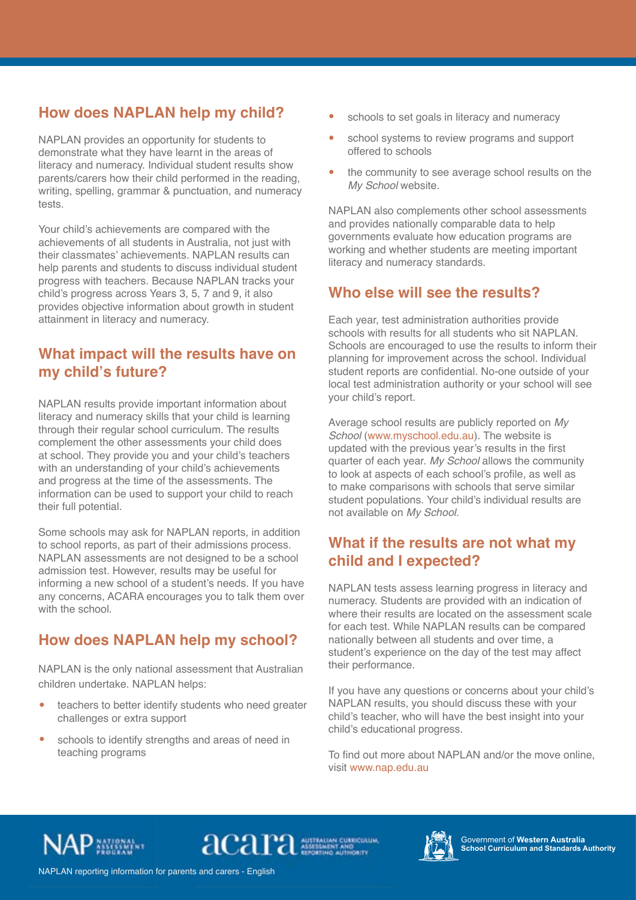## How does NAPLAN help my child?

NAPLAN provides an opportunity for students to demonstrate what they have learnt in the areas of literacy and numeracy. Individual student results show parents/carers how their child performed in the reading, writing, spelling, grammar & punctuation, and numeracy tests.

Your child's achievements are compared with the achievements of all students in Australia, not just with their classmates' achievements. NAPLAN results can help parents and students to discuss individual student progress with teachers. Because NAPLAN tracks your child's progress across Years 3, 5, 7 and 9, it also provides objective information about growth in student attainment in literacy and numeracy.

## What impact will the results have on my child's future?

NAPLAN results provide important information about literacy and numeracy skills that your child is learning through their regular school curriculum. The results complement the other assessments your child does at school. They provide you and your child's teachers with an understanding of your child's achievements and progress at the time of the assessments. The information can be used to support your child to reach their full potential.

Some schools may ask for NAPLAN reports, in addition to school reports, as part of their admissions process. NAPLAN assessments are not designed to be a school admission test. However, results may be useful for informing a new school of a student's needs. If you have any concerns, ACARA encourages you to talk them over with the school.

## How does NAPLAN help my school?

NAPLAN is the only national assessment that Australian children undertake. NAPLAN helps:

- teachers to better identify students who need greater challenges or extra support
- schools to identify strengths and areas of need in teaching programs
- schools to set goals in literacy and numeracy
- school systems to review programs and support offered to schools
- the community to see average school results on the *My School* website.

NAPLAN also complements other school assessments and provides nationally comparable data to help governments evaluate how education programs are working and whether students are meeting important literacy and numeracy standards.

## Who else will see the results?

Each year, test administration authorities provide schools with results for all students who sit NAPLAN. Schools are encouraged to use the results to inform their planning for improvement across the school. Individual student reports are confidential. No-one outside of your local test administration authority or your school will see your child's report.

Average school results are publicly reported on *My School* (www.myschool.edu.au). The website is updated with the previous year's results in the first quarter of each year. *My School* allows the community to look at aspects of each school's profile, as well as to make comparisons with schools that serve similar student populations. Your child's individual results are not available on *My School*.

## What if the results are not what my child and I expected?

NAPLAN tests assess learning progress in literacy and numeracy. Students are provided with an indication of where their results are located on the assessment scale for each test. While NAPLAN results can be compared nationally between all students and over time, a student's experience on the day of the test may affect their performance.

If you have any questions or concerns about your child's NAPLAN results, you should discuss these with your child's teacher, who will have the best insight into your child's educational progress.

To find out more about NAPLAN and/or the move online, visit www.nap.edu.au

NAP National Assessment Program

acara Australian Curriculum, Assessment and Reporting Authority

Government of **Western Australia**
**School Curriculum and Standards Authority**

NAPLAN reporting information for parents and carers - English